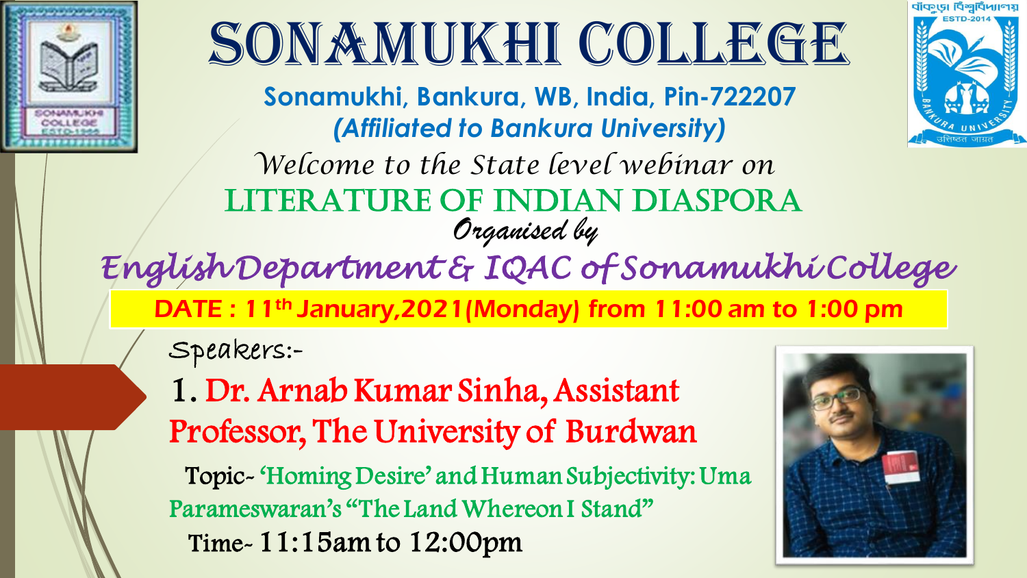# SONAMUKHI COLLEGE

**Sonamukhi, Bankura, WB, India, Pin-722207**

***(Affiliated to Bankura University)***

*Welcome to the State level webinar on*

## LITERATURE OF INDIAN DIASPORA

*Organised by*

## *English Department & IQAC of Sonamukhi College*

**DATE : 11th January,2021(Monday) from 11:00 am to 1:00 pm**

Speakers:-

1. Dr. Arnab Kumar Sinha, Assistant Professor, The University of Burdwan

   Topic- 'Homing Desire' and Human Subjectivity: Uma Parameswaran's "The Land Whereon I Stand"

   Time- 11:15am to 12:00pm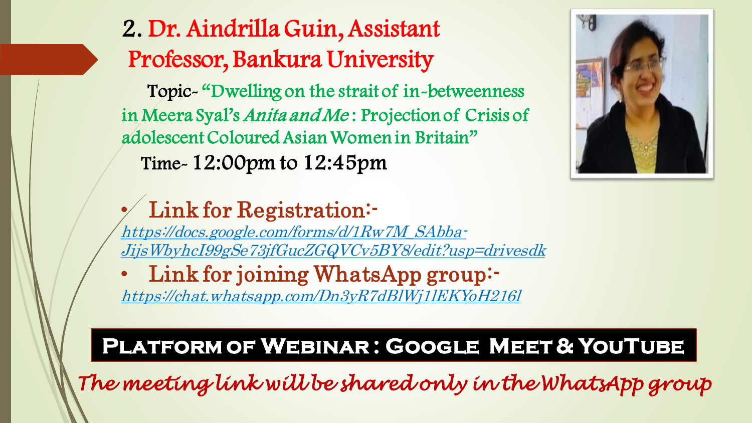## 2. Dr. Aindrilla Guin, Assistant Professor, Bankura University

Topic- "Dwelling on the strait of in-betweenness in Meera Syal's *Anita and Me* : Projection of Crisis of adolescent Coloured Asian Women in Britain"

Time- 12:00pm to 12:45pm

- Link for Registration:-
  https://docs.google.com/forms/d/1Rw7M_SAbba-JijsWbyhcI99gSe73jfGucZGQVCv5BY8/edit?usp=drivesdk
- Link for joining WhatsApp group:-
  https://chat.whatsapp.com/Dn3yR7dBlWj1lEKYoH216l

**PLATFORM OF WEBINAR : GOOGLE MEET & YOUTUBE**

*The meeting link will be shared only in the WhatsApp group*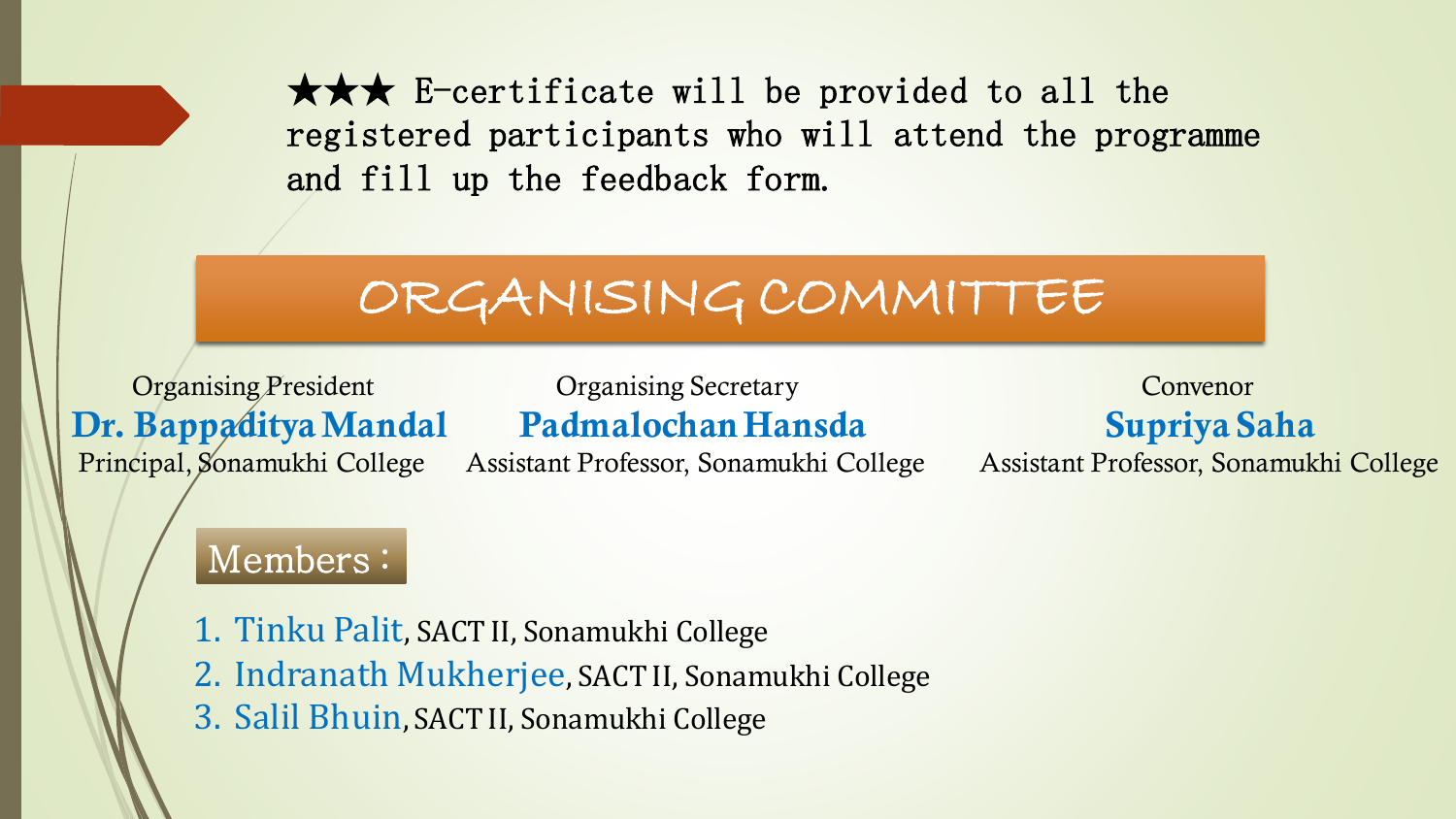★★★ E-certificate will be provided to all the registered participants who will attend the programme and fill up the feedback form.

# ORGANISING COMMITTEE

Organising President
**Dr. Bappaditya Mandal**
Principal, Sonamukhi College

Organising Secretary
**Padmalochan Hansda**
Assistant Professor, Sonamukhi College

Convenor
**Supriya Saha**
Assistant Professor, Sonamukhi College

## Members :

1. Tinku Palit, SACT II, Sonamukhi College
2. Indranath Mukherjee, SACT II, Sonamukhi College
3. Salil Bhuin, SACT II, Sonamukhi College